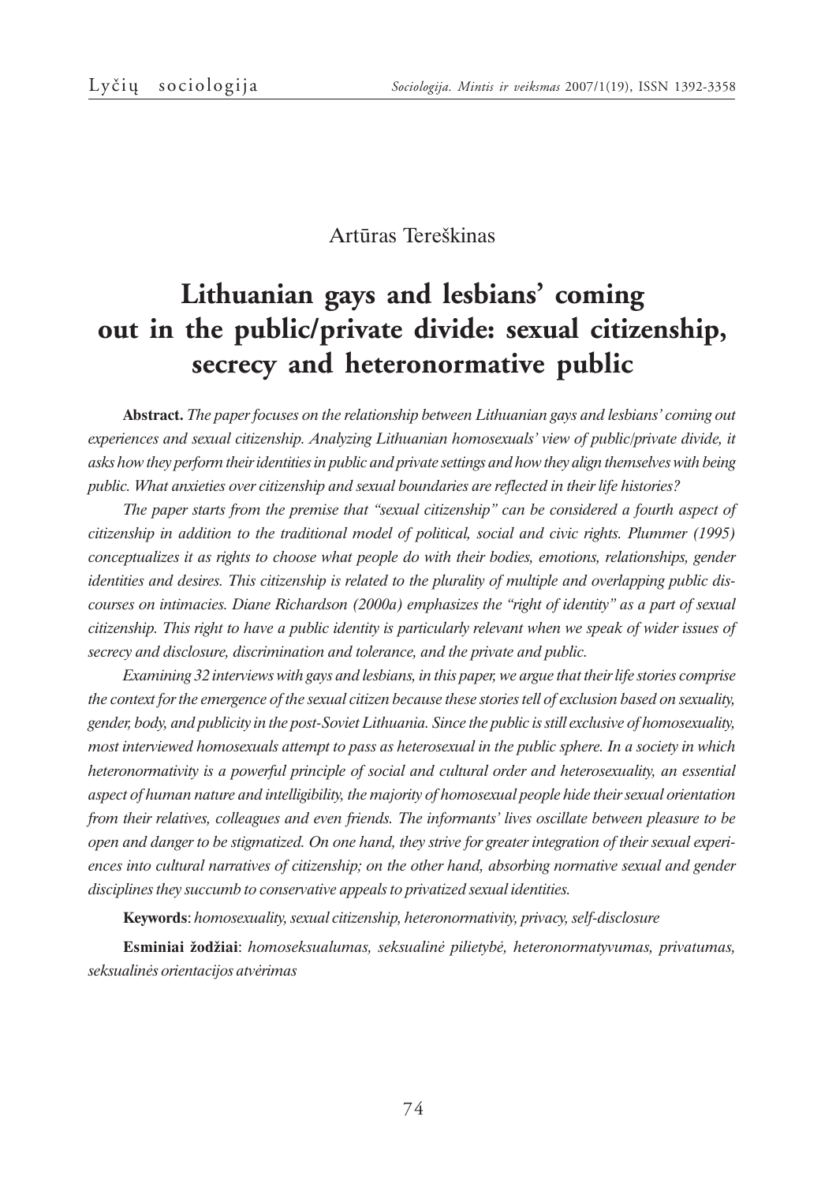Artūras Tereškinas

# Lithuanian gays and lesbians' coming out in the public/private divide: sexual citizenship, secrecy and heteronormative public

**Abstract.** *The paper focuses on the relationship between Lithuanian gays and lesbians' coming out experiences and sexual citizenship. Analyzing Lithuanian homosexuals' view of public/private divide, it asks how they perform their identities in public and private settings and how they align themselves with being public. What anxieties over citizenship and sexual boundaries are reflected in their life histories?*

*The paper starts from the premise that "sexual citizenship" can be considered a fourth aspect of citizenship in addition to the traditional model of political, social and civic rights. Plummer (1995) conceptualizes it as rights to choose what people do with their bodies, emotions, relationships, gender identities and desires. This citizenship is related to the plurality of multiple and overlapping public discourses on intimacies. Diane Richardson (2000a) emphasizes the "right of identity" as a part of sexual citizenship. This right to have a public identity is particularly relevant when we speak of wider issues of secrecy and disclosure, discrimination and tolerance, and the private and public.*

*Examining 32 interviews with gays and lesbians, in this paper, we argue that their life stories comprise the context for the emergence of the sexual citizen because these stories tell of exclusion based on sexuality, gender, body, and publicity in the post-Soviet Lithuania. Since the public is still exclusive of homosexuality, most interviewed homosexuals attempt to pass as heterosexual in the public sphere. In a society in which heteronormativity is a powerful principle of social and cultural order and heterosexuality, an essential aspect of human nature and intelligibility, the majority of homosexual people hide their sexual orientation from their relatives, colleagues and even friends. The informants' lives oscillate between pleasure to be open and danger to be stigmatized. On one hand, they strive for greater integration of their sexual experiences into cultural narratives of citizenship; on the other hand, absorbing normative sexual and gender disciplines they succumb to conservative appeals to privatized sexual identities.*

**Keywords**: *homosexuality, sexual citizenship, heteronormativity, privacy, self-disclosure*

**Esminiai žodžiai**: *homoseksualumas, seksualinė pilietybė, heteronormatyvumas, privatumas, seksualinės orientacijos atvėrimas*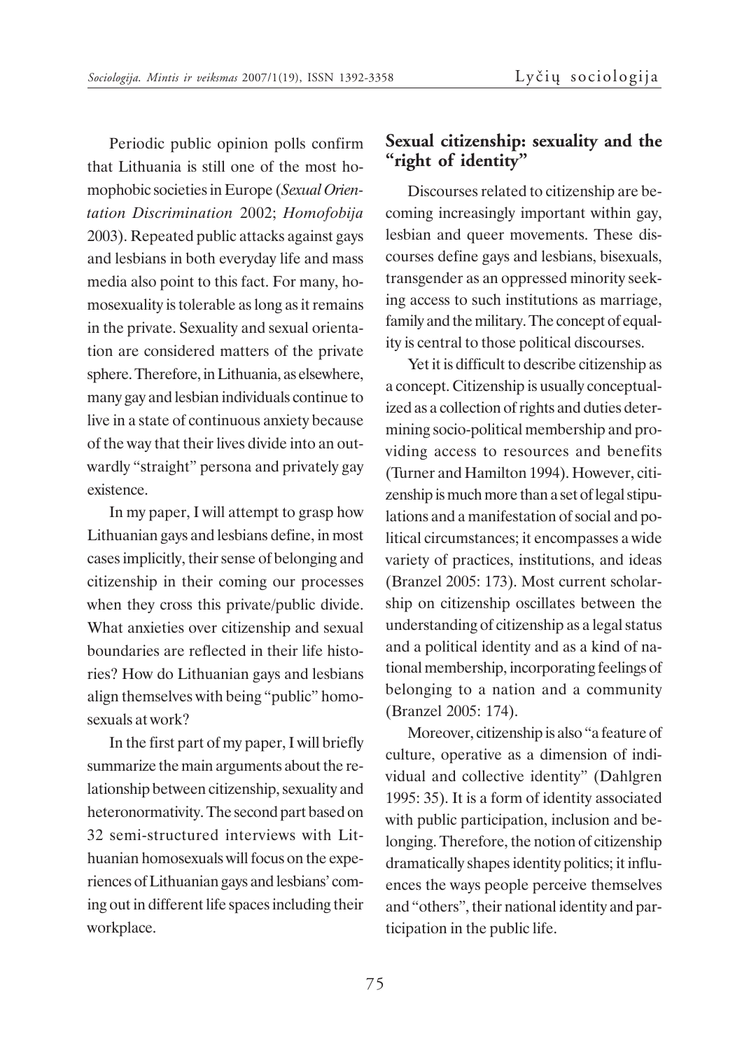Periodic public opinion polls confirm that Lithuania is still one of the most homophobic societies in Europe (*Sexual Orientation Discrimination* 2002; *Homofobija* 2003). Repeated public attacks against gays and lesbians in both everyday life and mass media also point to this fact. For many, homosexuality is tolerable as long as it remains in the private. Sexuality and sexual orientation are considered matters of the private sphere. Therefore, in Lithuania, as elsewhere, many gay and lesbian individuals continue to live in a state of continuous anxiety because of the way that their lives divide into an outwardly "straight" persona and privately gay existence.

In my paper, I will attempt to grasp how Lithuanian gays and lesbians define, in most cases implicitly, their sense of belonging and citizenship in their coming our processes when they cross this private/public divide. What anxieties over citizenship and sexual boundaries are reflected in their life histories? How do Lithuanian gays and lesbians align themselves with being "public" homosexuals at work?

In the first part of my paper, I will briefly summarize the main arguments about the relationship between citizenship, sexuality and heteronormativity. The second part based on 32 semi-structured interviews with Lithuanian homosexuals will focus on the experiences of Lithuanian gays and lesbians' coming out in different life spaces including their workplace.

## Sexual citizenship: sexuality and the "right of identity"

Discourses related to citizenship are becoming increasingly important within gay, lesbian and queer movements. These discourses define gays and lesbians, bisexuals, transgender as an oppressed minority seeking access to such institutions as marriage, family and the military. The concept of equality is central to those political discourses.

Yet it is difficult to describe citizenship as a concept. Citizenship is usually conceptualized as a collection of rights and duties determining socio-political membership and providing access to resources and benefits (Turner and Hamilton 1994). However, citizenship is much more than a set of legal stipulations and a manifestation of social and political circumstances; it encompasses a wide variety of practices, institutions, and ideas (Branzel 2005: 173). Most current scholarship on citizenship oscillates between the understanding of citizenship as a legal status and a political identity and as a kind of national membership, incorporating feelings of belonging to a nation and a community (Branzel 2005: 174).

Moreover, citizenship is also "a feature of culture, operative as a dimension of individual and collective identity" (Dahlgren 1995: 35). It is a form of identity associated with public participation, inclusion and belonging. Therefore, the notion of citizenship dramatically shapes identity politics; it influences the ways people perceive themselves and "others", their national identity and participation in the public life.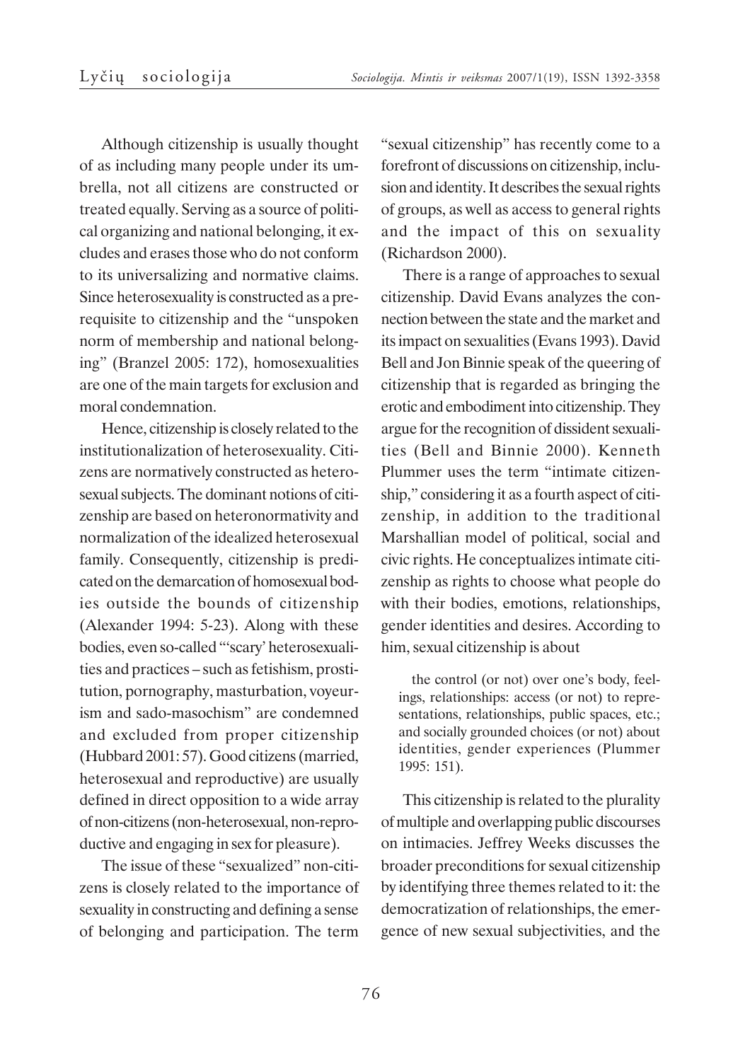Although citizenship is usually thought of as including many people under its umbrella, not all citizens are constructed or treated equally. Serving as a source of political organizing and national belonging, it excludes and erases those who do not conform to its universalizing and normative claims. Since heterosexuality is constructed as a prerequisite to citizenship and the "unspoken norm of membership and national belonging" (Branzel 2005: 172), homosexualities are one of the main targets for exclusion and moral condemnation.

Hence, citizenship is closely related to the institutionalization of heterosexuality. Citizens are normatively constructed as heterosexual subjects. The dominant notions of citizenship are based on heteronormativity and normalization of the idealized heterosexual family. Consequently, citizenship is predicated on the demarcation of homosexual bodies outside the bounds of citizenship (Alexander 1994: 5-23). Along with these bodies, even so-called "'scary' heterosexualities and practices – such as fetishism, prostitution, pornography, masturbation, voyeurism and sado-masochism" are condemned and excluded from proper citizenship (Hubbard 2001: 57). Good citizens (married, heterosexual and reproductive) are usually defined in direct opposition to a wide array of non-citizens (non-heterosexual, non-reproductive and engaging in sex for pleasure).

The issue of these "sexualized" non-citizens is closely related to the importance of sexuality in constructing and defining a sense of belonging and participation. The term "sexual citizenship" has recently come to a forefront of discussions on citizenship, inclusion and identity. It describes the sexual rights of groups, as well as access to general rights and the impact of this on sexuality (Richardson 2000).

There is a range of approaches to sexual citizenship. David Evans analyzes the connection between the state and the market and its impact on sexualities (Evans 1993). David Bell and Jon Binnie speak of the queering of citizenship that is regarded as bringing the erotic and embodiment into citizenship. They argue for the recognition of dissident sexualities (Bell and Binnie 2000). Kenneth Plummer uses the term "intimate citizenship," considering it as a fourth aspect of citizenship, in addition to the traditional Marshallian model of political, social and civic rights. He conceptualizes intimate citizenship as rights to choose what people do with their bodies, emotions, relationships, gender identities and desires. According to him, sexual citizenship is about

> the control (or not) over one's body, feelings, relationships: access (or not) to representations, relationships, public spaces, etc.; and socially grounded choices (or not) about identities, gender experiences (Plummer 1995: 151).

This citizenship is related to the plurality of multiple and overlapping public discourses on intimacies. Jeffrey Weeks discusses the broader preconditions for sexual citizenship by identifying three themes related to it: the democratization of relationships, the emergence of new sexual subjectivities, and the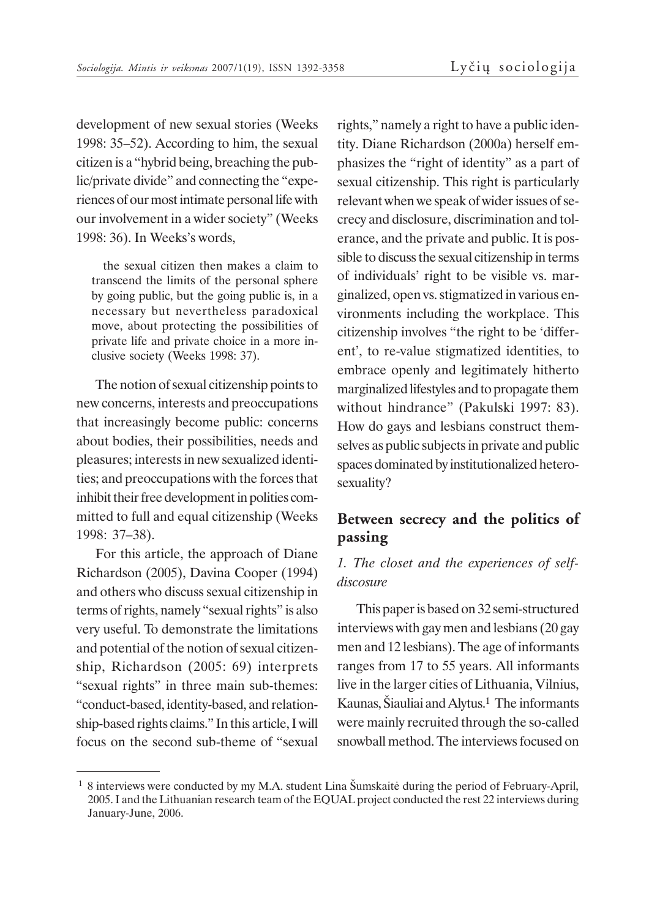development of new sexual stories (Weeks 1998: 35–52). According to him, the sexual citizen is a "hybrid being, breaching the public/private divide" and connecting the "experiences of our most intimate personal life with our involvement in a wider society" (Weeks 1998: 36). In Weeks's words,

> the sexual citizen then makes a claim to transcend the limits of the personal sphere by going public, but the going public is, in a necessary but nevertheless paradoxical move, about protecting the possibilities of private life and private choice in a more inclusive society (Weeks 1998: 37).

The notion of sexual citizenship points to new concerns, interests and preoccupations that increasingly become public: concerns about bodies, their possibilities, needs and pleasures; interests in new sexualized identities; and preoccupations with the forces that inhibit their free development in polities committed to full and equal citizenship (Weeks 1998: 37–38).

For this article, the approach of Diane Richardson (2005), Davina Cooper (1994) and others who discuss sexual citizenship in terms of rights, namely "sexual rights" is also very useful. To demonstrate the limitations and potential of the notion of sexual citizenship, Richardson (2005: 69) interprets "sexual rights" in three main sub-themes: "conduct-based, identity-based, and relationship-based rights claims." In this article, I will focus on the second sub-theme of "sexual rights," namely a right to have a public identity. Diane Richardson (2000a) herself emphasizes the "right of identity" as a part of sexual citizenship. This right is particularly relevant when we speak of wider issues of secrecy and disclosure, discrimination and tolerance, and the private and public. It is possible to discuss the sexual citizenship in terms of individuals' right to be visible vs. marginalized, open vs. stigmatized in various environments including the workplace. This citizenship involves "the right to be 'different', to re-value stigmatized identities, to embrace openly and legitimately hitherto marginalized lifestyles and to propagate them without hindrance" (Pakulski 1997: 83). How do gays and lesbians construct themselves as public subjects in private and public spaces dominated by institutionalized heterosexuality?

## Between secrecy and the politics of passing

### *1. The closet and the experiences of self-discosure*

This paper is based on 32 semi-structured interviews with gay men and lesbians (20 gay men and 12 lesbians). The age of informants ranges from 17 to 55 years. All informants live in the larger cities of Lithuania, Vilnius, Kaunas, Šiauliai and Alytus.[1] The informants were mainly recruited through the so-called snowball method. The interviews focused on

[1] 8 interviews were conducted by my M.A. student Lina Šumskaitė during the period of February-April, 2005. I and the Lithuanian research team of the EQUAL project conducted the rest 22 interviews during January-June, 2006.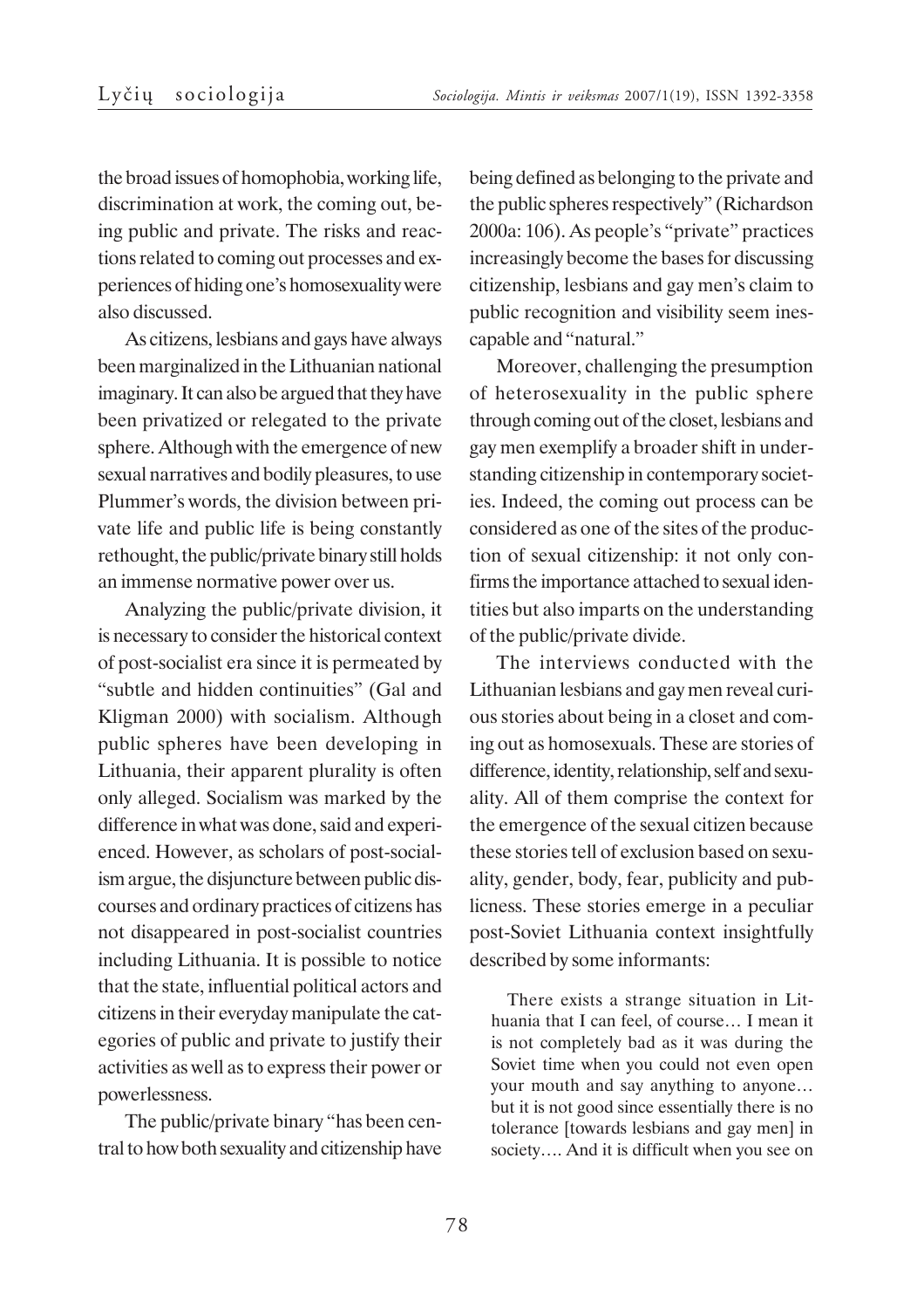the broad issues of homophobia, working life, discrimination at work, the coming out, being public and private. The risks and reactions related to coming out processes and experiences of hiding one's homosexuality were also discussed.

As citizens, lesbians and gays have always been marginalized in the Lithuanian national imaginary. It can also be argued that they have been privatized or relegated to the private sphere. Although with the emergence of new sexual narratives and bodily pleasures, to use Plummer's words, the division between private life and public life is being constantly rethought, the public/private binary still holds an immense normative power over us.

Analyzing the public/private division, it is necessary to consider the historical context of post-socialist era since it is permeated by "subtle and hidden continuities" (Gal and Kligman 2000) with socialism. Although public spheres have been developing in Lithuania, their apparent plurality is often only alleged. Socialism was marked by the difference in what was done, said and experienced. However, as scholars of post-socialism argue, the disjuncture between public discourses and ordinary practices of citizens has not disappeared in post-socialist countries including Lithuania. It is possible to notice that the state, influential political actors and citizens in their everyday manipulate the categories of public and private to justify their activities as well as to express their power or powerlessness.

The public/private binary "has been central to how both sexuality and citizenship have being defined as belonging to the private and the public spheres respectively" (Richardson 2000a: 106). As people's "private" practices increasingly become the bases for discussing citizenship, lesbians and gay men's claim to public recognition and visibility seem inescapable and "natural."

Moreover, challenging the presumption of heterosexuality in the public sphere through coming out of the closet, lesbians and gay men exemplify a broader shift in understanding citizenship in contemporary societies. Indeed, the coming out process can be considered as one of the sites of the production of sexual citizenship: it not only confirms the importance attached to sexual identities but also imparts on the understanding of the public/private divide.

The interviews conducted with the Lithuanian lesbians and gay men reveal curious stories about being in a closet and coming out as homosexuals. These are stories of difference, identity, relationship, self and sexuality. All of them comprise the context for the emergence of the sexual citizen because these stories tell of exclusion based on sexuality, gender, body, fear, publicity and publicness. These stories emerge in a peculiar post-Soviet Lithuania context insightfully described by some informants:

> There exists a strange situation in Lithuania that I can feel, of course… I mean it is not completely bad as it was during the Soviet time when you could not even open your mouth and say anything to anyone… but it is not good since essentially there is no tolerance [towards lesbians and gay men] in society…. And it is difficult when you see on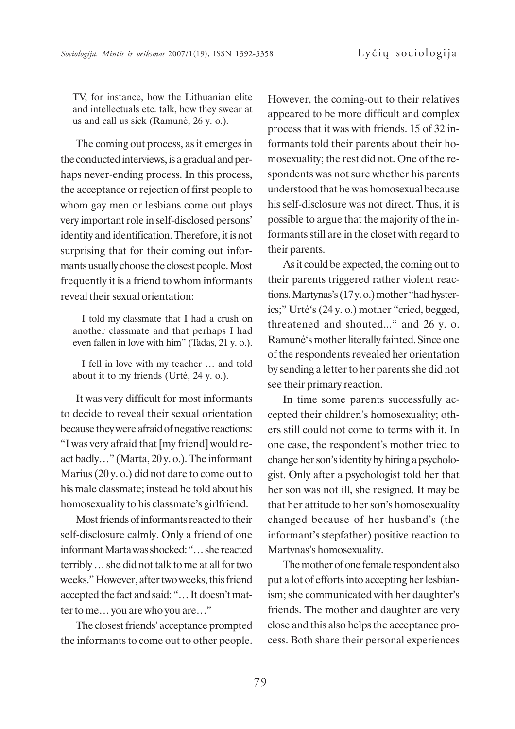TV, for instance, how the Lithuanian elite and intellectuals etc. talk, how they swear at us and call us sick (Ramunė, 26 y. o.).

The coming out process, as it emerges in the conducted interviews, is a gradual and perhaps never-ending process. In this process, the acceptance or rejection of first people to whom gay men or lesbians come out plays very important role in self-disclosed persons' identity and identification. Therefore, it is not surprising that for their coming out informants usually choose the closest people. Most frequently it is a friend to whom informants reveal their sexual orientation:

> I told my classmate that I had a crush on another classmate and that perhaps I had even fallen in love with him" (Tadas, 21 y. o.).

> I fell in love with my teacher … and told about it to my friends (Urtė, 24 y. o.).

It was very difficult for most informants to decide to reveal their sexual orientation because they were afraid of negative reactions: "I was very afraid that [my friend] would react badly…" (Marta, 20 y. o.). The informant Marius (20 y. o.) did not dare to come out to his male classmate; instead he told about his homosexuality to his classmate's girlfriend.

Most friends of informants reacted to their self-disclosure calmly. Only a friend of one informant Marta was shocked: "… she reacted terribly … she did not talk to me at all for two weeks." However, after two weeks, this friend accepted the fact and said: "… It doesn't matter to me… you are who you are…"

The closest friends' acceptance prompted the informants to come out to other people. However, the coming-out to their relatives appeared to be more difficult and complex process that it was with friends. 15 of 32 informants told their parents about their homosexuality; the rest did not. One of the respondents was not sure whether his parents understood that he was homosexual because his self-disclosure was not direct. Thus, it is possible to argue that the majority of the informants still are in the closet with regard to their parents.

As it could be expected, the coming out to their parents triggered rather violent reactions. Martynas's (17 y. o.) mother "had hysterics;" Urtė's (24 y. o.) mother "cried, begged, threatened and shouted..." and 26 y. o. Ramunė's mother literally fainted. Since one of the respondents revealed her orientation by sending a letter to her parents she did not see their primary reaction.

In time some parents successfully accepted their children's homosexuality; others still could not come to terms with it. In one case, the respondent's mother tried to change her son's identity by hiring a psychologist. Only after a psychologist told her that her son was not ill, she resigned. It may be that her attitude to her son's homosexuality changed because of her husband's (the informant's stepfather) positive reaction to Martynas's homosexuality.

The mother of one female respondent also put a lot of efforts into accepting her lesbianism; she communicated with her daughter's friends. The mother and daughter are very close and this also helps the acceptance process. Both share their personal experiences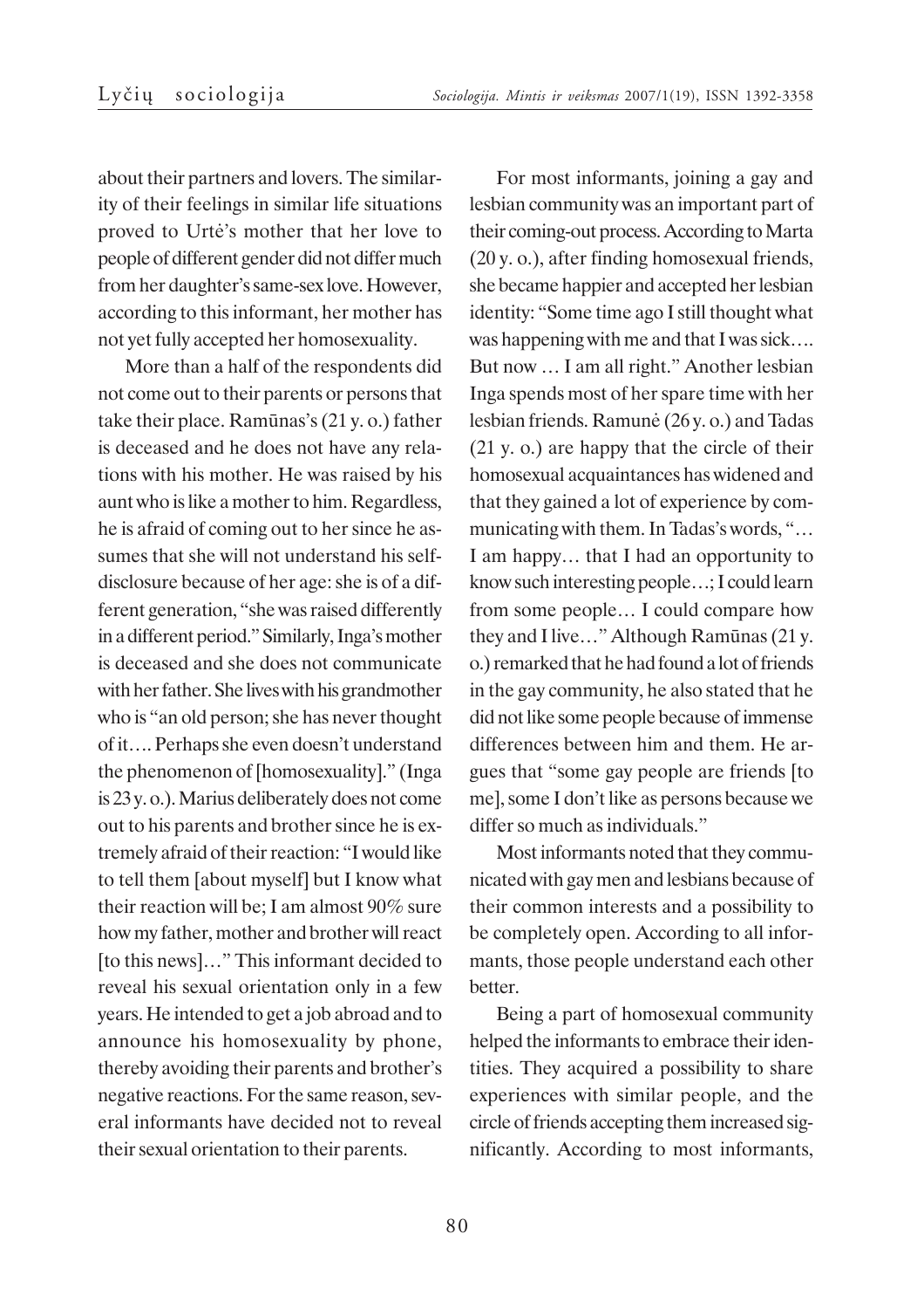about their partners and lovers. The similarity of their feelings in similar life situations proved to Urtė's mother that her love to people of different gender did not differ much from her daughter's same-sex love. However, according to this informant, her mother has not yet fully accepted her homosexuality.

More than a half of the respondents did not come out to their parents or persons that take their place. Ramūnas's (21 y. o.) father is deceased and he does not have any relations with his mother. He was raised by his aunt who is like a mother to him. Regardless, he is afraid of coming out to her since he assumes that she will not understand his self-disclosure because of her age: she is of a different generation, "she was raised differently in a different period." Similarly, Inga's mother is deceased and she does not communicate with her father. She lives with his grandmother who is "an old person; she has never thought of it…. Perhaps she even doesn't understand the phenomenon of [homosexuality]." (Inga is 23 y. o.). Marius deliberately does not come out to his parents and brother since he is extremely afraid of their reaction: "I would like to tell them [about myself] but I know what their reaction will be; I am almost 90% sure how my father, mother and brother will react [to this news]…" This informant decided to reveal his sexual orientation only in a few years. He intended to get a job abroad and to announce his homosexuality by phone, thereby avoiding their parents and brother's negative reactions. For the same reason, several informants have decided not to reveal their sexual orientation to their parents.

For most informants, joining a gay and lesbian community was an important part of their coming-out process. According to Marta (20 y. o.), after finding homosexual friends, she became happier and accepted her lesbian identity: "Some time ago I still thought what was happening with me and that I was sick…. But now … I am all right." Another lesbian Inga spends most of her spare time with her lesbian friends. Ramunė (26 y. o.) and Tadas (21 y. o.) are happy that the circle of their homosexual acquaintances has widened and that they gained a lot of experience by communicating with them. In Tadas's words, "… I am happy… that I had an opportunity to know such interesting people…; I could learn from some people… I could compare how they and I live…" Although Ramūnas (21 y. o.) remarked that he had found a lot of friends in the gay community, he also stated that he did not like some people because of immense differences between him and them. He argues that "some gay people are friends [to me], some I don't like as persons because we differ so much as individuals."

Most informants noted that they communicated with gay men and lesbians because of their common interests and a possibility to be completely open. According to all informants, those people understand each other better.

Being a part of homosexual community helped the informants to embrace their identities. They acquired a possibility to share experiences with similar people, and the circle of friends accepting them increased significantly. According to most informants,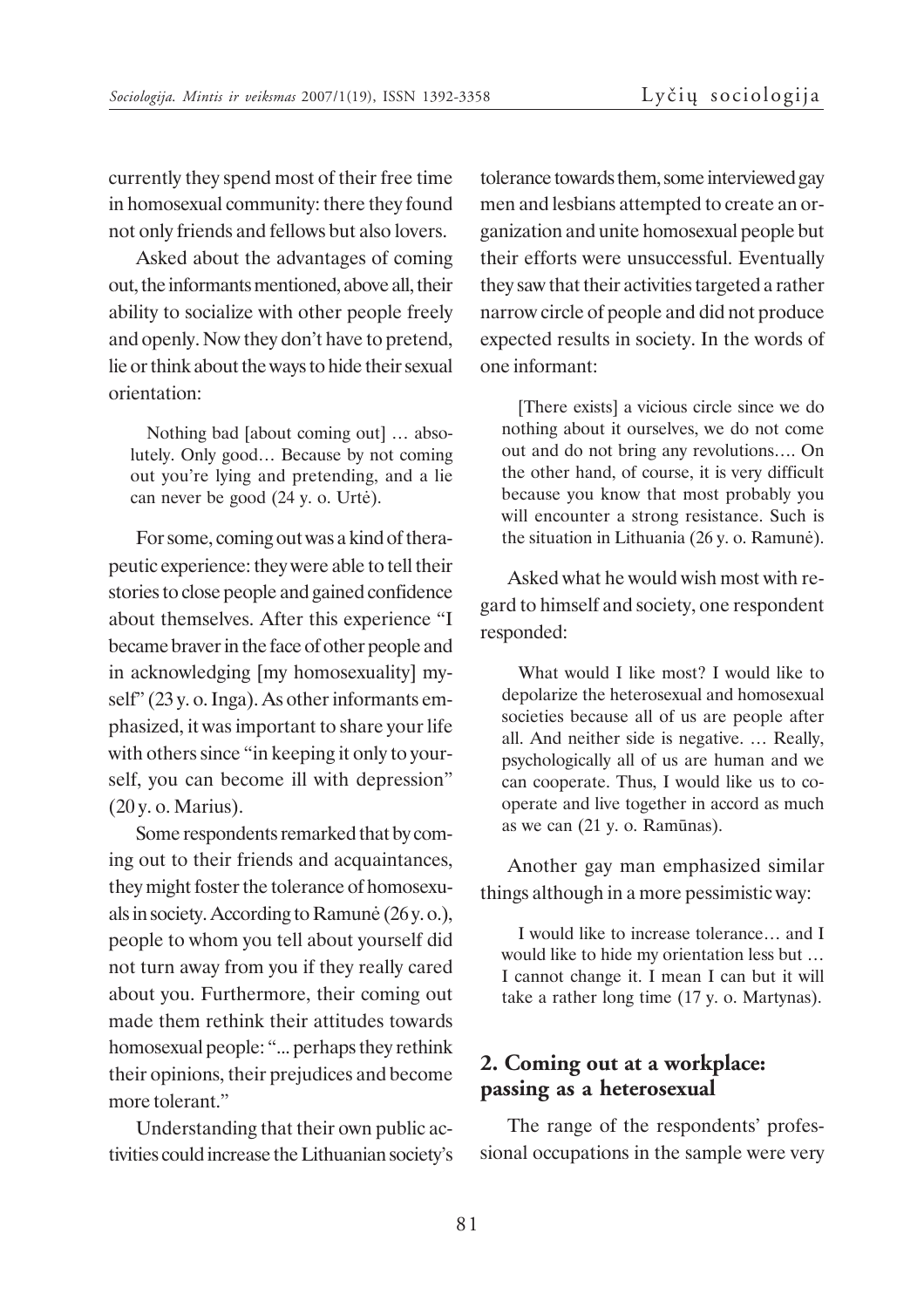currently they spend most of their free time in homosexual community: there they found not only friends and fellows but also lovers.

Asked about the advantages of coming out, the informants mentioned, above all, their ability to socialize with other people freely and openly. Now they don't have to pretend, lie or think about the ways to hide their sexual orientation:

> Nothing bad [about coming out] … absolutely. Only good… Because by not coming out you're lying and pretending, and a lie can never be good (24 y. o. Urtė).

For some, coming out was a kind of therapeutic experience: they were able to tell their stories to close people and gained confidence about themselves. After this experience "I became braver in the face of other people and in acknowledging [my homosexuality] myself" (23 y. o. Inga). As other informants emphasized, it was important to share your life with others since "in keeping it only to yourself, you can become ill with depression" (20 y. o. Marius).

Some respondents remarked that by coming out to their friends and acquaintances, they might foster the tolerance of homosexuals in society. According to Ramunė (26 y. o.), people to whom you tell about yourself did not turn away from you if they really cared about you. Furthermore, their coming out made them rethink their attitudes towards homosexual people: "... perhaps they rethink their opinions, their prejudices and become more tolerant."

Understanding that their own public activities could increase the Lithuanian society's tolerance towards them, some interviewed gay men and lesbians attempted to create an organization and unite homosexual people but their efforts were unsuccessful. Eventually they saw that their activities targeted a rather narrow circle of people and did not produce expected results in society. In the words of one informant:

> [There exists] a vicious circle since we do nothing about it ourselves, we do not come out and do not bring any revolutions…. On the other hand, of course, it is very difficult because you know that most probably you will encounter a strong resistance. Such is the situation in Lithuania (26 y. o. Ramunė).

Asked what he would wish most with regard to himself and society, one respondent responded:

> What would I like most? I would like to depolarize the heterosexual and homosexual societies because all of us are people after all. And neither side is negative. … Really, psychologically all of us are human and we can cooperate. Thus, I would like us to cooperate and live together in accord as much as we can (21 y. o. Ramūnas).

Another gay man emphasized similar things although in a more pessimistic way:

> I would like to increase tolerance… and I would like to hide my orientation less but … I cannot change it. I mean I can but it will take a rather long time (17 y. o. Martynas).

## 2. Coming out at a workplace: passing as a heterosexual

The range of the respondents' professional occupations in the sample were very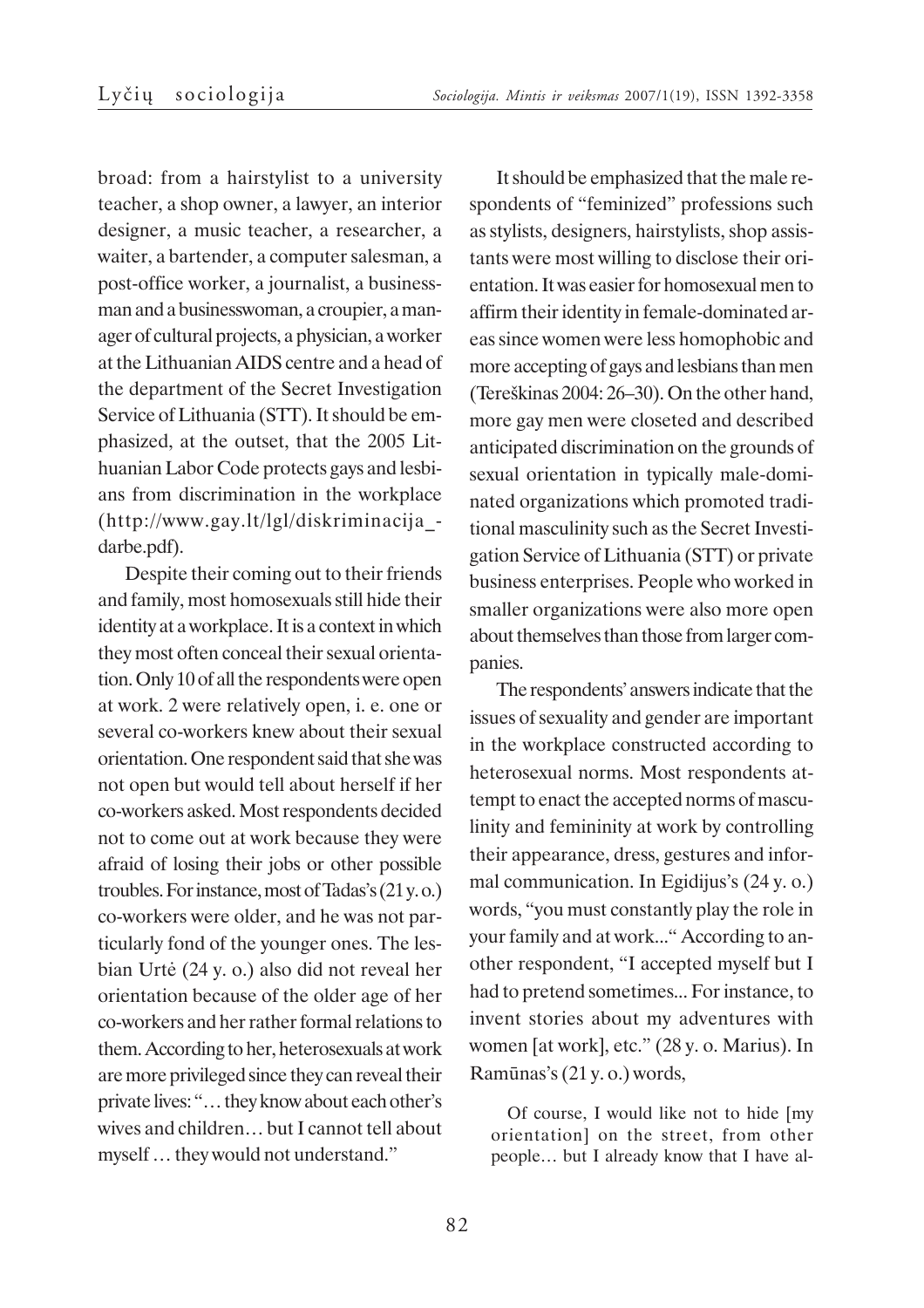broad: from a hairstylist to a university teacher, a shop owner, a lawyer, an interior designer, a music teacher, a researcher, a waiter, a bartender, a computer salesman, a post-office worker, a journalist, a businessman and a businesswoman, a croupier, a manager of cultural projects, a physician, a worker at the Lithuanian AIDS centre and a head of the department of the Secret Investigation Service of Lithuania (STT). It should be emphasized, at the outset, that the 2005 Lithuanian Labor Code protects gays and lesbians from discrimination in the workplace (http://www.gay.lt/lgl/diskriminacija_darbe.pdf).

Despite their coming out to their friends and family, most homosexuals still hide their identity at a workplace. It is a context in which they most often conceal their sexual orientation. Only 10 of all the respondents were open at work. 2 were relatively open, i. e. one or several co-workers knew about their sexual orientation. One respondent said that she was not open but would tell about herself if her co-workers asked. Most respondents decided not to come out at work because they were afraid of losing their jobs or other possible troubles. For instance, most of Tadas's (21 y. o.) co-workers were older, and he was not particularly fond of the younger ones. The lesbian Urtė (24 y. o.) also did not reveal her orientation because of the older age of her co-workers and her rather formal relations to them. According to her, heterosexuals at work are more privileged since they can reveal their private lives: "… they know about each other's wives and children… but I cannot tell about myself … they would not understand."

It should be emphasized that the male respondents of "feminized" professions such as stylists, designers, hairstylists, shop assistants were most willing to disclose their orientation. It was easier for homosexual men to affirm their identity in female-dominated areas since women were less homophobic and more accepting of gays and lesbians than men (Tereškinas 2004: 26–30). On the other hand, more gay men were closeted and described anticipated discrimination on the grounds of sexual orientation in typically male-dominated organizations which promoted traditional masculinity such as the Secret Investigation Service of Lithuania (STT) or private business enterprises. People who worked in smaller organizations were also more open about themselves than those from larger companies.

The respondents' answers indicate that the issues of sexuality and gender are important in the workplace constructed according to heterosexual norms. Most respondents attempt to enact the accepted norms of masculinity and femininity at work by controlling their appearance, dress, gestures and informal communication. In Egidijus's (24 y. o.) words, "you must constantly play the role in your family and at work..." According to another respondent, "I accepted myself but I had to pretend sometimes... For instance, to invent stories about my adventures with women [at work], etc." (28 y. o. Marius). In Ramūnas's (21 y. o.) words,

> Of course, I would like not to hide [my orientation] on the street, from other people… but I already know that I have al-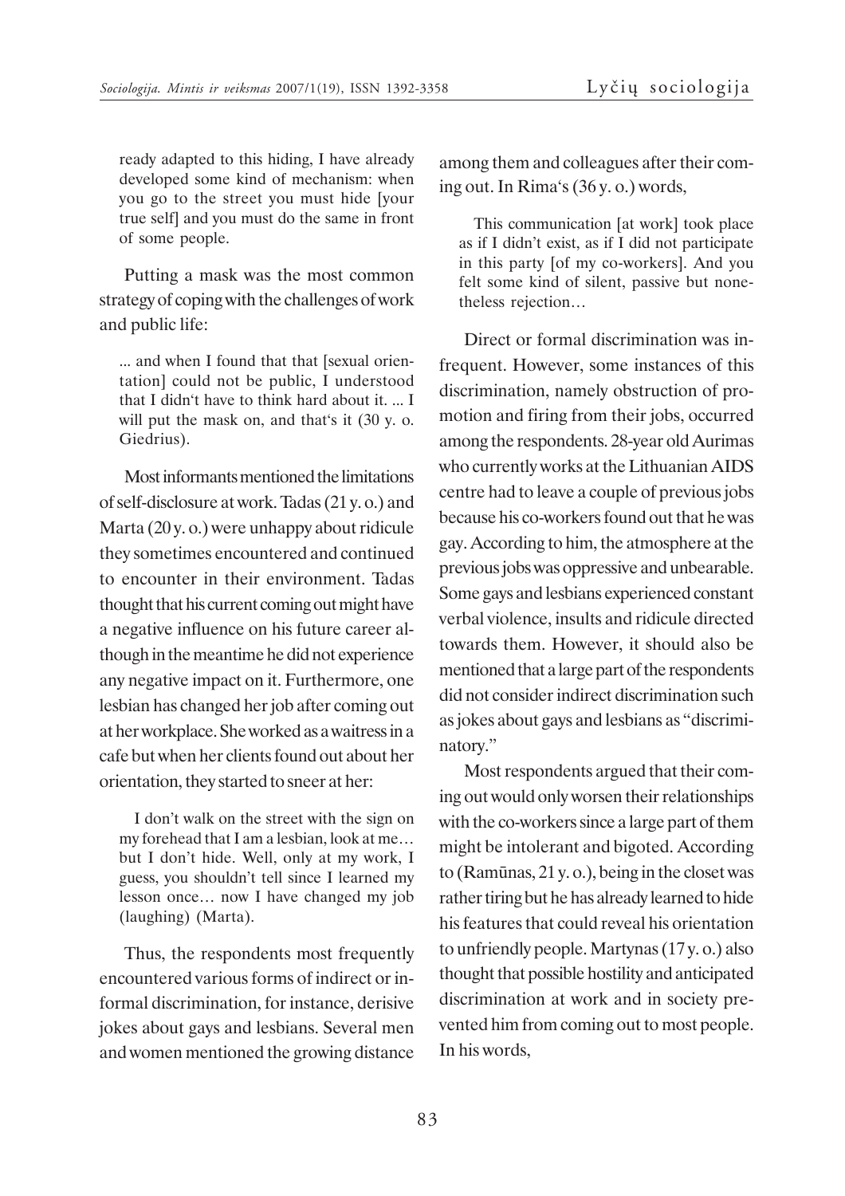> ready adapted to this hiding, I have already developed some kind of mechanism: when you go to the street you must hide [your true self] and you must do the same in front of some people.

Putting a mask was the most common strategy of coping with the challenges of work and public life:

> ... and when I found that that [sexual orientation] could not be public, I understood that I didn‘t have to think hard about it. ... I will put the mask on, and that‘s it (30 y. o. Giedrius).

Most informants mentioned the limitations of self-disclosure at work. Tadas (21 y. o.) and Marta (20 y. o.) were unhappy about ridicule they sometimes encountered and continued to encounter in their environment. Tadas thought that his current coming out might have a negative influence on his future career although in the meantime he did not experience any negative impact on it. Furthermore, one lesbian has changed her job after coming out at her workplace. She worked as a waitress in a cafe but when her clients found out about her orientation, they started to sneer at her:

> I don't walk on the street with the sign on my forehead that I am a lesbian, look at me… but I don't hide. Well, only at my work, I guess, you shouldn't tell since I learned my lesson once… now I have changed my job (laughing) (Marta).

Thus, the respondents most frequently encountered various forms of indirect or informal discrimination, for instance, derisive jokes about gays and lesbians. Several men and women mentioned the growing distance among them and colleagues after their coming out. In Rima‘s (36 y. o.) words,

> This communication [at work] took place as if I didn't exist, as if I did not participate in this party [of my co-workers]. And you felt some kind of silent, passive but nonetheless rejection…

Direct or formal discrimination was infrequent. However, some instances of this discrimination, namely obstruction of promotion and firing from their jobs, occurred among the respondents. 28-year old Aurimas who currently works at the Lithuanian AIDS centre had to leave a couple of previous jobs because his co-workers found out that he was gay. According to him, the atmosphere at the previous jobs was oppressive and unbearable. Some gays and lesbians experienced constant verbal violence, insults and ridicule directed towards them. However, it should also be mentioned that a large part of the respondents did not consider indirect discrimination such as jokes about gays and lesbians as "discriminatory."

Most respondents argued that their coming out would only worsen their relationships with the co-workers since a large part of them might be intolerant and bigoted. According to (Ramūnas, 21 y. o.), being in the closet was rather tiring but he has already learned to hide his features that could reveal his orientation to unfriendly people. Martynas (17 y. o.) also thought that possible hostility and anticipated discrimination at work and in society prevented him from coming out to most people. In his words,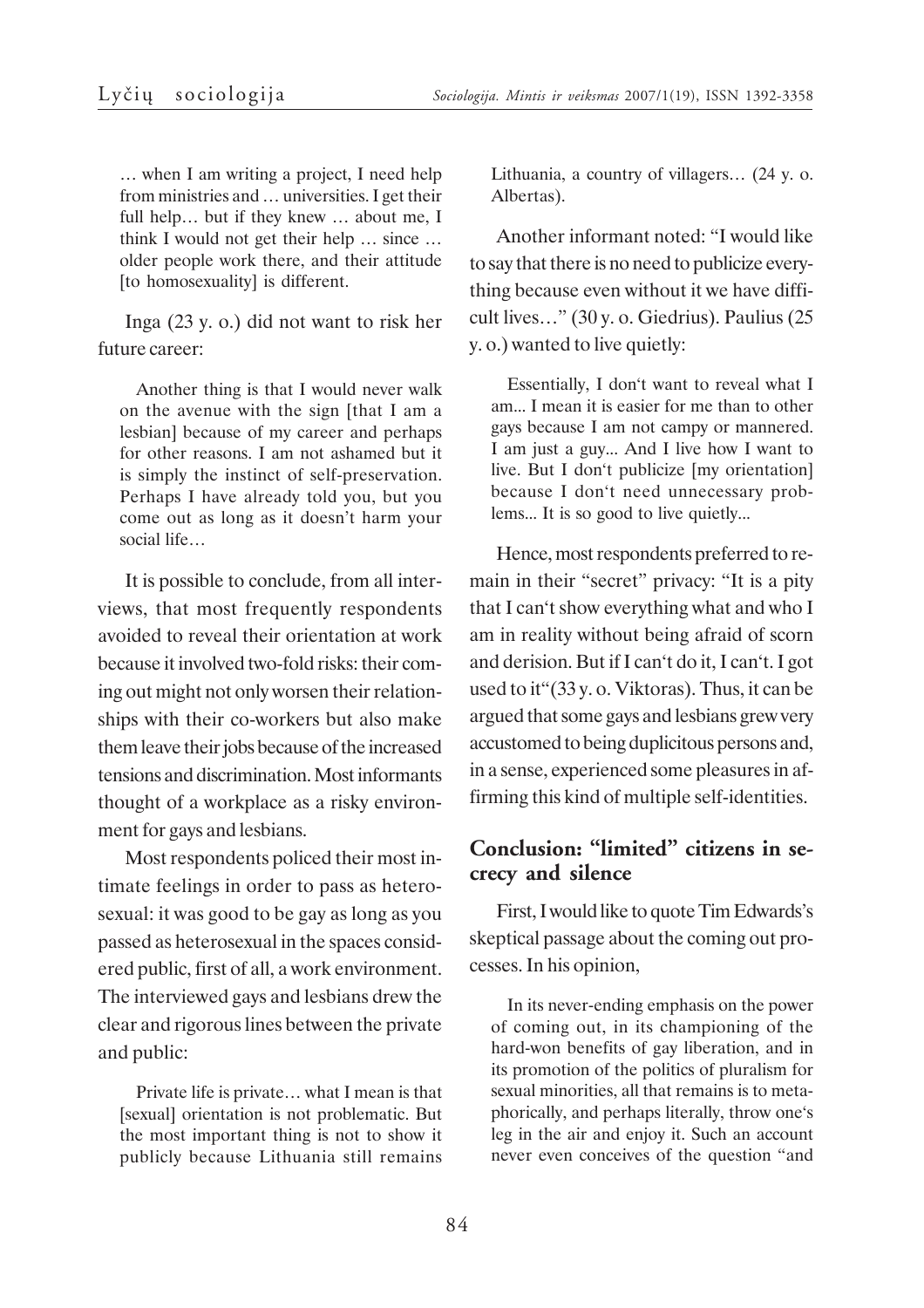> … when I am writing a project, I need help from ministries and … universities. I get their full help… but if they knew … about me, I think I would not get their help … since … older people work there, and their attitude [to homosexuality] is different.

Inga (23 y. o.) did not want to risk her future career:

> Another thing is that I would never walk on the avenue with the sign [that I am a lesbian] because of my career and perhaps for other reasons. I am not ashamed but it is simply the instinct of self-preservation. Perhaps I have already told you, but you come out as long as it doesn't harm your social life…

It is possible to conclude, from all interviews, that most frequently respondents avoided to reveal their orientation at work because it involved two-fold risks: their coming out might not only worsen their relationships with their co-workers but also make them leave their jobs because of the increased tensions and discrimination. Most informants thought of a workplace as a risky environment for gays and lesbians.

Most respondents policed their most intimate feelings in order to pass as heterosexual: it was good to be gay as long as you passed as heterosexual in the spaces considered public, first of all, a work environment. The interviewed gays and lesbians drew the clear and rigorous lines between the private and public:

> Private life is private… what I mean is that [sexual] orientation is not problematic. But the most important thing is not to show it publicly because Lithuania still remains Lithuania, a country of villagers… (24 y. o. Albertas).

Another informant noted: "I would like to say that there is no need to publicize everything because even without it we have difficult lives…" (30 y. o. Giedrius). Paulius (25 y. o.) wanted to live quietly:

> Essentially, I don't want to reveal what I am... I mean it is easier for me than to other gays because I am not campy or mannered. I am just a guy... And I live how I want to live. But I don't publicize [my orientation] because I don't need unnecessary problems... It is so good to live quietly...

Hence, most respondents preferred to remain in their "secret" privacy: "It is a pity that I can't show everything what and who I am in reality without being afraid of scorn and derision. But if I can't do it, I can't. I got used to it"(33 y. o. Viktoras). Thus, it can be argued that some gays and lesbians grew very accustomed to being duplicitous persons and, in a sense, experienced some pleasures in affirming this kind of multiple self-identities.

## Conclusion: "limited" citizens in secrecy and silence

First, I would like to quote Tim Edwards's skeptical passage about the coming out processes. In his opinion,

> In its never-ending emphasis on the power of coming out, in its championing of the hard-won benefits of gay liberation, and in its promotion of the politics of pluralism for sexual minorities, all that remains is to metaphorically, and perhaps literally, throw one's leg in the air and enjoy it. Such an account never even conceives of the question "and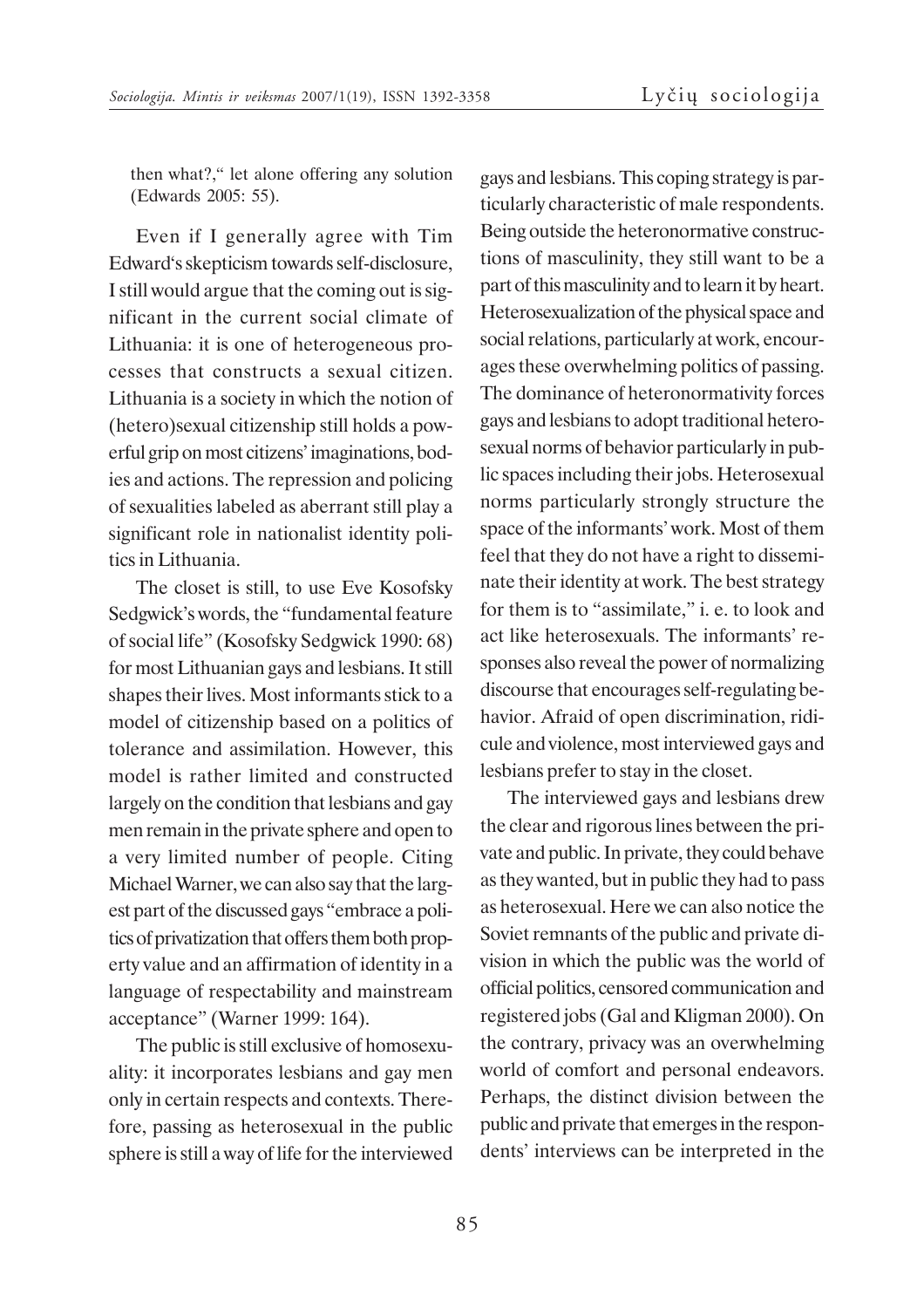then what?," let alone offering any solution (Edwards 2005: 55).

Even if I generally agree with Tim Edward's skepticism towards self-disclosure, I still would argue that the coming out is significant in the current social climate of Lithuania: it is one of heterogeneous processes that constructs a sexual citizen. Lithuania is a society in which the notion of (hetero)sexual citizenship still holds a powerful grip on most citizens' imaginations, bodies and actions. The repression and policing of sexualities labeled as aberrant still play a significant role in nationalist identity politics in Lithuania.

The closet is still, to use Eve Kosofsky Sedgwick's words, the "fundamental feature of social life" (Kosofsky Sedgwick 1990: 68) for most Lithuanian gays and lesbians. It still shapes their lives. Most informants stick to a model of citizenship based on a politics of tolerance and assimilation. However, this model is rather limited and constructed largely on the condition that lesbians and gay men remain in the private sphere and open to a very limited number of people. Citing Michael Warner, we can also say that the largest part of the discussed gays "embrace a politics of privatization that offers them both property value and an affirmation of identity in a language of respectability and mainstream acceptance" (Warner 1999: 164).

The public is still exclusive of homosexuality: it incorporates lesbians and gay men only in certain respects and contexts. Therefore, passing as heterosexual in the public sphere is still a way of life for the interviewed gays and lesbians. This coping strategy is particularly characteristic of male respondents. Being outside the heteronormative constructions of masculinity, they still want to be a part of this masculinity and to learn it by heart. Heterosexualization of the physical space and social relations, particularly at work, encourages these overwhelming politics of passing. The dominance of heteronormativity forces gays and lesbians to adopt traditional heterosexual norms of behavior particularly in public spaces including their jobs. Heterosexual norms particularly strongly structure the space of the informants' work. Most of them feel that they do not have a right to disseminate their identity at work. The best strategy for them is to "assimilate," i. e. to look and act like heterosexuals. The informants' responses also reveal the power of normalizing discourse that encourages self-regulating behavior. Afraid of open discrimination, ridicule and violence, most interviewed gays and lesbians prefer to stay in the closet.

The interviewed gays and lesbians drew the clear and rigorous lines between the private and public. In private, they could behave as they wanted, but in public they had to pass as heterosexual. Here we can also notice the Soviet remnants of the public and private division in which the public was the world of official politics, censored communication and registered jobs (Gal and Kligman 2000). On the contrary, privacy was an overwhelming world of comfort and personal endeavors. Perhaps, the distinct division between the public and private that emerges in the respondents' interviews can be interpreted in the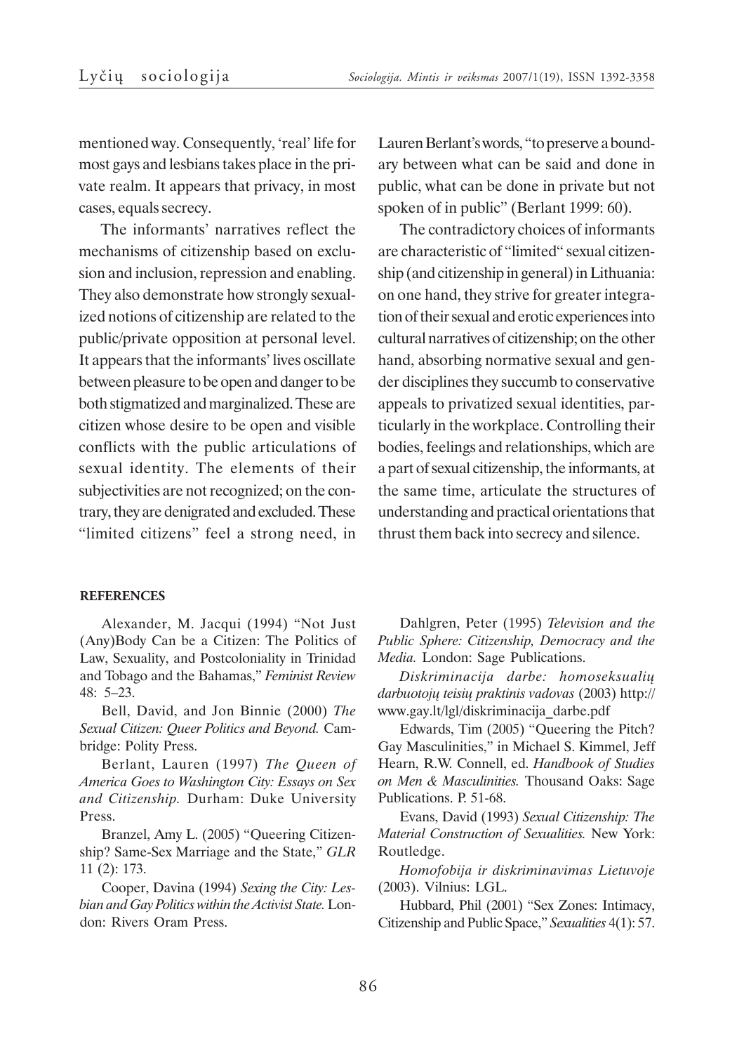mentioned way. Consequently, 'real' life for most gays and lesbians takes place in the private realm. It appears that privacy, in most cases, equals secrecy.

The informants' narratives reflect the mechanisms of citizenship based on exclusion and inclusion, repression and enabling. They also demonstrate how strongly sexualized notions of citizenship are related to the public/private opposition at personal level. It appears that the informants' lives oscillate between pleasure to be open and danger to be both stigmatized and marginalized. These are citizen whose desire to be open and visible conflicts with the public articulations of sexual identity. The elements of their subjectivities are not recognized; on the contrary, they are denigrated and excluded. These "limited citizens" feel a strong need, in Lauren Berlant's words, "to preserve a boundary between what can be said and done in public, what can be done in private but not spoken of in public" (Berlant 1999: 60).

The contradictory choices of informants are characteristic of "limited" sexual citizenship (and citizenship in general) in Lithuania: on one hand, they strive for greater integration of their sexual and erotic experiences into cultural narratives of citizenship; on the other hand, absorbing normative sexual and gender disciplines they succumb to conservative appeals to privatized sexual identities, particularly in the workplace. Controlling their bodies, feelings and relationships, which are a part of sexual citizenship, the informants, at the same time, articulate the structures of understanding and practical orientations that thrust them back into secrecy and silence.

## REFERENCES

Alexander, M. Jacqui (1994) "Not Just (Any)Body Can be a Citizen: The Politics of Law, Sexuality, and Postcoloniality in Trinidad and Tobago and the Bahamas," *Feminist Review* 48: 5–23.

Bell, David, and Jon Binnie (2000) *The Sexual Citizen: Queer Politics and Beyond.* Cambridge: Polity Press.

Berlant, Lauren (1997) *The Queen of America Goes to Washington City: Essays on Sex and Citizenship.* Durham: Duke University Press.

Branzel, Amy L. (2005) "Queering Citizenship? Same-Sex Marriage and the State," *GLR* 11 (2): 173.

Cooper, Davina (1994) *Sexing the City: Lesbian and Gay Politics within the Activist State.* London: Rivers Oram Press.

Dahlgren, Peter (1995) *Television and the Public Sphere: Citizenship, Democracy and the Media.* London: Sage Publications.

*Diskriminacija darbe: homoseksualių darbuotojų teisių praktinis vadovas* (2003) http://www.gay.lt/lgl/diskriminacija_darbe.pdf

Edwards, Tim (2005) "Queering the Pitch? Gay Masculinities," in Michael S. Kimmel, Jeff Hearn, R.W. Connell, ed. *Handbook of Studies on Men & Masculinities.* Thousand Oaks: Sage Publications. P. 51-68.

Evans, David (1993) *Sexual Citizenship: The Material Construction of Sexualities.* New York: Routledge.

*Homofobija ir diskriminavimas Lietuvoje* (2003). Vilnius: LGL.

Hubbard, Phil (2001) "Sex Zones: Intimacy, Citizenship and Public Space," *Sexualities* 4(1): 57.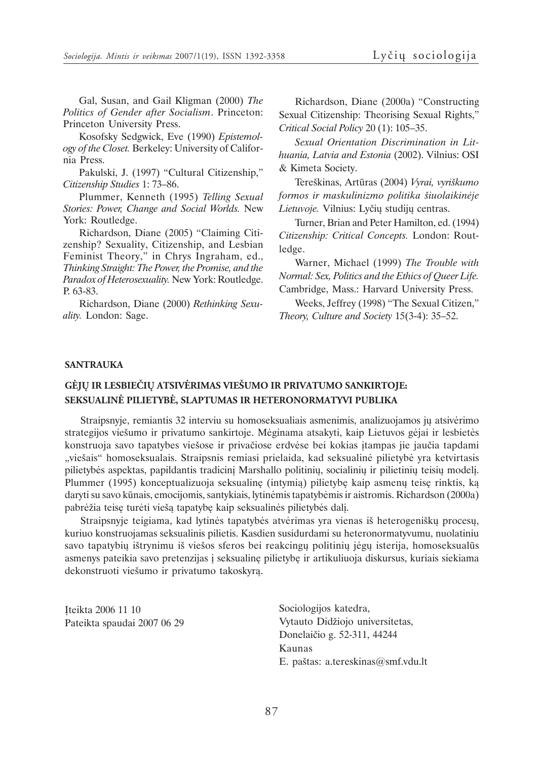Gal, Susan, and Gail Kligman (2000) *The Politics of Gender after Socialism*. Princeton: Princeton University Press.

Kosofsky Sedgwick, Eve (1990) *Epistemology of the Closet.* Berkeley: University of California Press.

Pakulski, J. (1997) "Cultural Citizenship," *Citizenship Studies* 1: 73–86.

Plummer, Kenneth (1995) *Telling Sexual Stories: Power, Change and Social Worlds.* New York: Routledge.

Richardson, Diane (2005) "Claiming Citizenship? Sexuality, Citizenship, and Lesbian Feminist Theory," in Chrys Ingraham, ed., *Thinking Straight: The Power, the Promise, and the Paradox of Heterosexuality.* New York: Routledge. P. 63-83.

Richardson, Diane (2000) *Rethinking Sexuality.* London: Sage.

Richardson, Diane (2000a) "Constructing Sexual Citizenship: Theorising Sexual Rights," *Critical Social Policy* 20 (1): 105–35.

*Sexual Orientation Discrimination in Lithuania, Latvia and Estonia* (2002). Vilnius: OSI & Kimeta Society.

Tereškinas, Artūras (2004) *Vyrai, vyriškumo formos ir maskulinizmo politika šiuolaikinėje Lietuvoje.* Vilnius: Lyčių studijų centras.

Turner, Brian and Peter Hamilton, ed. (1994) *Citizenship: Critical Concepts.* London: Routledge.

Warner, Michael (1999) *The Trouble with Normal: Sex, Politics and the Ethics of Queer Life.* Cambridge, Mass.: Harvard University Press.

Weeks, Jeffrey (1998) "The Sexual Citizen," *Theory, Culture and Society* 15(3-4): 35–52.

## SANTRAUKA

### GĖJŲ IR LESBIEČIŲ ATSIVĖRIMAS VIEŠUMO IR PRIVATUMO SANKIRTOJE: SEKSUALINĖ PILIETYBĖ, SLAPTUMAS IR HETERONORMATYVI PUBLIKA

Straipsnyje, remiantis 32 interviu su homoseksualiais asmenimis, analizuojamos jų atsivėrimo strategijos viešumo ir privatumo sankirtoje. Mėginama atsakyti, kaip Lietuvos gėjai ir lesbietės konstruoja savo tapatybes viešose ir privačiose erdvėse bei kokias įtampas jie jaučia tapdami „viešais" homoseksualais. Straipsnis remiasi prielaida, kad seksualinė pilietybė yra ketvirtasis pilietybės aspektas, papildantis tradicinį Marshallo politinių, socialinių ir pilietinių teisių modelį. Plummer (1995) konceptualizuoja seksualinę (intymią) pilietybę kaip asmenų teisę rinktis, ką daryti su savo kūnais, emocijomis, santykiais, lytinėmis tapatybėmis ir aistromis. Richardson (2000a) pabrėžia teisę turėti viešą tapatybę kaip seksualinės pilietybės dalį.

Straipsnyje teigiama, kad lytinės tapatybės atvėrimas yra vienas iš heterogeniškų procesų, kuriuo konstruojamas seksualinis pilietis. Kasdien susidurdami su heteronormatyvumu, nuolatiniu savo tapatybių ištrynimu iš viešos sferos bei reakcingų politinių jėgų isterija, homoseksualūs asmenys pateikia savo pretenzijas į seksualinę pilietybę ir artikuliuoja diskursus, kuriais siekiama dekonstruoti viešumo ir privatumo takoskyrą.

Įteikta 2006 11 10
Pateikta spaudai 2007 06 29

Sociologijos katedra,
Vytauto Didžiojo universitetas,
Donelaičio g. 52-311, 44244
Kaunas
E. paštas: a.tereskinas@smf.vdu.lt